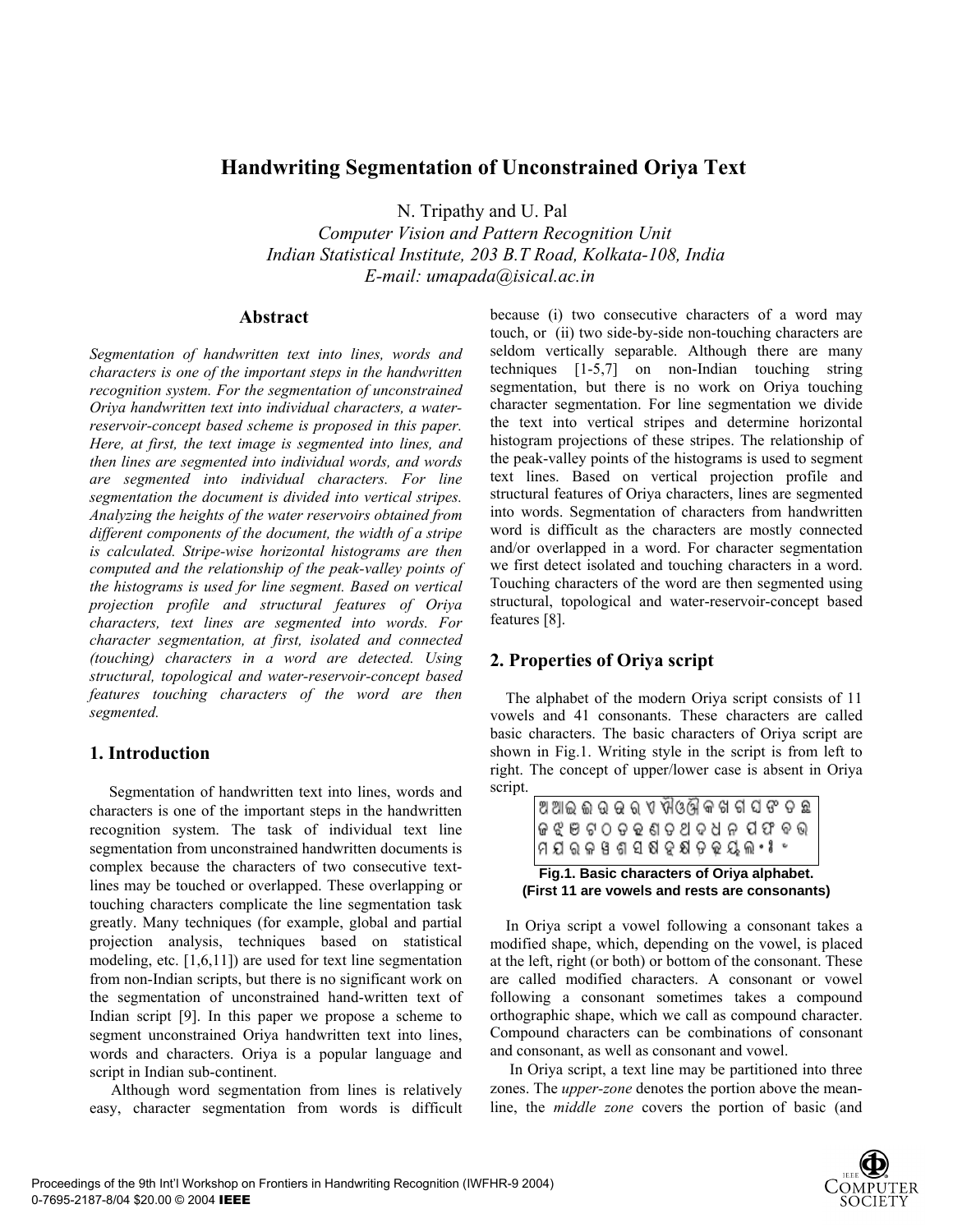# Handwriting Segmentation of Unconstrained Oriya Text

N. Tripathy and U. Pal

*Computer Vision and Pattern Recognition Unit*
*Indian Statistical Institute, 203 B.T Road, Kolkata-108, India*
*E-mail: umapada@isical.ac.in*

## Abstract

*Segmentation of handwritten text into lines, words and characters is one of the important steps in the handwritten recognition system. For the segmentation of unconstrained Oriya handwritten text into individual characters, a water-reservoir-concept based scheme is proposed in this paper. Here, at first, the text image is segmented into lines, and then lines are segmented into individual words, and words are segmented into individual characters. For line segmentation the document is divided into vertical stripes. Analyzing the heights of the water reservoirs obtained from different components of the document, the width of a stripe is calculated. Stripe-wise horizontal histograms are then computed and the relationship of the peak-valley points of the histograms is used for line segment. Based on vertical projection profile and structural features of Oriya characters, text lines are segmented into words. For character segmentation, at first, isolated and connected (touching) characters in a word are detected. Using structural, topological and water-reservoir-concept based features touching characters of the word are then segmented.*

## 1. Introduction

Segmentation of handwritten text into lines, words and characters is one of the important steps in the handwritten recognition system. The task of individual text line segmentation from unconstrained handwritten documents is complex because the characters of two consecutive text-lines may be touched or overlapped. These overlapping or touching characters complicate the line segmentation task greatly. Many techniques (for example, global and partial projection analysis, techniques based on statistical modeling, etc. [1,6,11]) are used for text line segmentation from non-Indian scripts, but there is no significant work on the segmentation of unconstrained hand-written text of Indian script [9]. In this paper we propose a scheme to segment unconstrained Oriya handwritten text into lines, words and characters. Oriya is a popular language and script in Indian sub-continent.

Although word segmentation from lines is relatively easy, character segmentation from words is difficult because (i) two consecutive characters of a word may touch, or (ii) two side-by-side non-touching characters are seldom vertically separable. Although there are many techniques [1-5,7] on non-Indian touching string segmentation, but there is no work on Oriya touching character segmentation. For line segmentation we divide the text into vertical stripes and determine horizontal histogram projections of these stripes. The relationship of the peak-valley points of the histograms is used to segment text lines. Based on vertical projection profile and structural features of Oriya characters, lines are segmented into words. Segmentation of characters from handwritten word is difficult as the characters are mostly connected and/or overlapped in a word. For character segmentation we first detect isolated and touching characters in a word. Touching characters of the word are then segmented using structural, topological and water-reservoir-concept based features [8].

## 2. Properties of Oriya script

The alphabet of the modern Oriya script consists of 11 vowels and 41 consonants. These characters are called basic characters. The basic characters of Oriya script are shown in Fig.1. Writing style in the script is from left to right. The concept of upper/lower case is absent in Oriya script.

ଅ ଆ ଇ ଈ ଉ ଊ ଋ ଏ ଐ ଓ ଔ କ ଖ ଗ ଘ ଙ ଚ ଛ
ଜ ଝ ଞ ଟ ଠ ଡ ଢ ଣ ତ ଥ ଦ ଧ ନ ପ ଫ ବ ଭ
ମ ଯ ର ଲ ଳ ଶ ଷ ସ ହ କ୍ଷ ଡ଼ ଢ଼ ୟ ଲ ୱ ଃ ଂ

**Fig.1. Basic characters of Oriya alphabet. (First 11 are vowels and rests are consonants)**

In Oriya script a vowel following a consonant takes a modified shape, which, depending on the vowel, is placed at the left, right (or both) or bottom of the consonant. These are called modified characters. A consonant or vowel following a consonant sometimes takes a compound orthographic shape, which we call as compound character. Compound characters can be combinations of consonant and consonant, as well as consonant and vowel.

In Oriya script, a text line may be partitioned into three zones. The *upper-zone* denotes the portion above the mean-line, the *middle zone* covers the portion of basic (and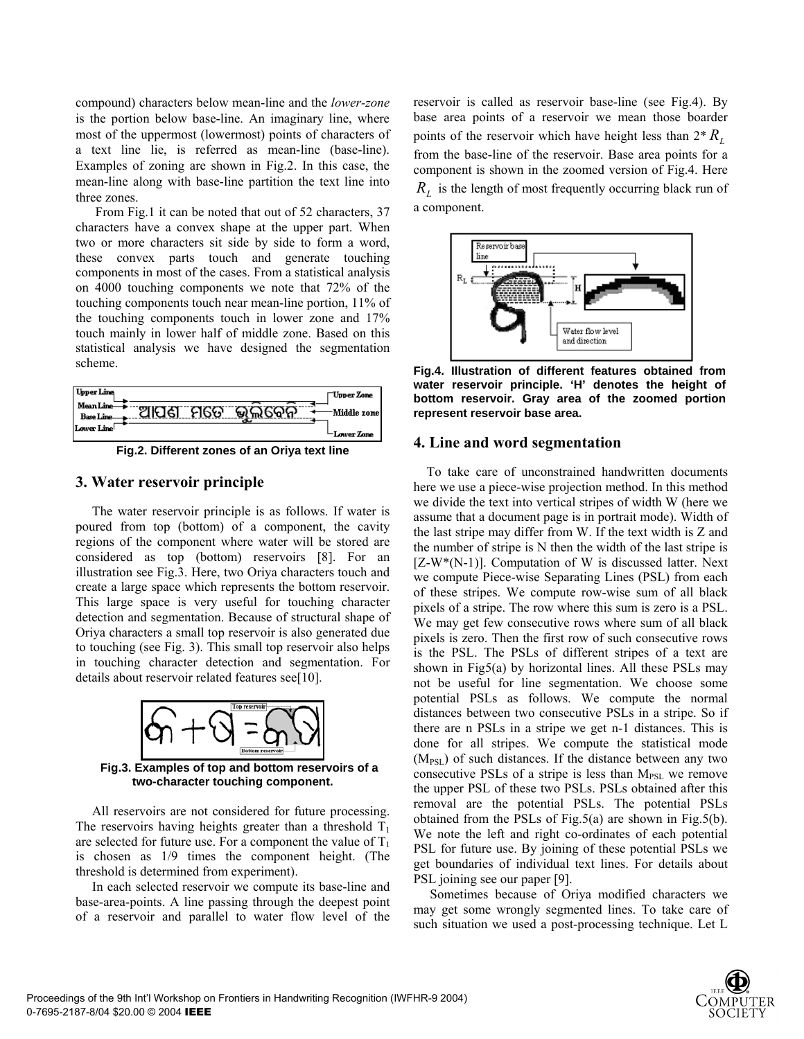compound) characters below mean-line and the *lower-zone* is the portion below base-line. An imaginary line, where most of the uppermost (lowermost) points of characters of a text line lie, is referred as mean-line (base-line). Examples of zoning are shown in Fig.2. In this case, the mean-line along with base-line partition the text line into three zones.

From Fig.1 it can be noted that out of 52 characters, 37 characters have a convex shape at the upper part. When two or more characters sit side by side to form a word, these convex parts touch and generate touching components in most of the cases. From a statistical analysis on 4000 touching components we note that 72% of the touching components touch near mean-line portion, 11% of the touching components touch in lower zone and 17% touch mainly in lower half of middle zone. Based on this statistical analysis we have designed the segmentation scheme.

Upper Line
Mean Line
Base Line
Lower Line
Upper Zone
Middle zone
Lower Zone

**Fig.2. Different zones of an Oriya text line**

## 3. Water reservoir principle

The water reservoir principle is as follows. If water is poured from top (bottom) of a component, the cavity regions of the component where water will be stored are considered as top (bottom) reservoirs [8]. For an illustration see Fig.3. Here, two Oriya characters touch and create a large space which represents the bottom reservoir. This large space is very useful for touching character detection and segmentation. Because of structural shape of Oriya characters a small top reservoir is also generated due to touching (see Fig. 3). This small top reservoir also helps in touching character detection and segmentation. For details about reservoir related features see[10].

Top reservoir
Bottom reservoir

**Fig.3. Examples of top and bottom reservoirs of a two-character touching component.**

All reservoirs are not considered for future processing. The reservoirs having heights greater than a threshold $T_1$ are selected for future use. For a component the value of $T_1$ is chosen as 1/9 times the component height. (The threshold is determined from experiment).

In each selected reservoir we compute its base-line and base-area-points. A line passing through the deepest point of a reservoir and parallel to water flow level of the reservoir is called as reservoir base-line (see Fig.4). By base area points of a reservoir we mean those boarder points of the reservoir which have height less than $2*R_L$ from the base-line of the reservoir. Base area points for a component is shown in the zoomed version of Fig.4. Here $R_L$ is the length of most frequently occurring black run of a component.

Reservoir base line
$R_L$
H
Water flow level and direction

**Fig.4. Illustration of different features obtained from water reservoir principle. 'H' denotes the height of bottom reservoir. Gray area of the zoomed portion represent reservoir base area.**

## 4. Line and word segmentation

To take care of unconstrained handwritten documents here we use a piece-wise projection method. In this method we divide the text into vertical stripes of width W (here we assume that a document page is in portrait mode). Width of the last stripe may differ from W. If the text width is Z and the number of stripe is N then the width of the last stripe is [Z-W*(N-1)]. Computation of W is discussed latter. Next we compute Piece-wise Separating Lines (PSL) from each of these stripes. We compute row-wise sum of all black pixels of a stripe. The row where this sum is zero is a PSL. We may get few consecutive rows where sum of all black pixels is zero. Then the first row of such consecutive rows is the PSL. The PSLs of different stripes of a text are shown in Fig5(a) by horizontal lines. All these PSLs may not be useful for line segmentation. We choose some potential PSLs as follows. We compute the normal distances between two consecutive PSLs in a stripe. So if there are n PSLs in a stripe we get n-1 distances. This is done for all stripes. We compute the statistical mode ($M_{PSL}$) of such distances. If the distance between any two consecutive PSLs of a stripe is less than $M_{PSL}$ we remove the upper PSL of these two PSLs. PSLs obtained after this removal are the potential PSLs. The potential PSLs obtained from the PSLs of Fig.5(a) are shown in Fig.5(b). We note the left and right co-ordinates of each potential PSL for future use. By joining of these potential PSLs we get boundaries of individual text lines. For details about PSL joining see our paper [9].

Sometimes because of Oriya modified characters we may get some wrongly segmented lines. To take care of such situation we used a post-processing technique. Let L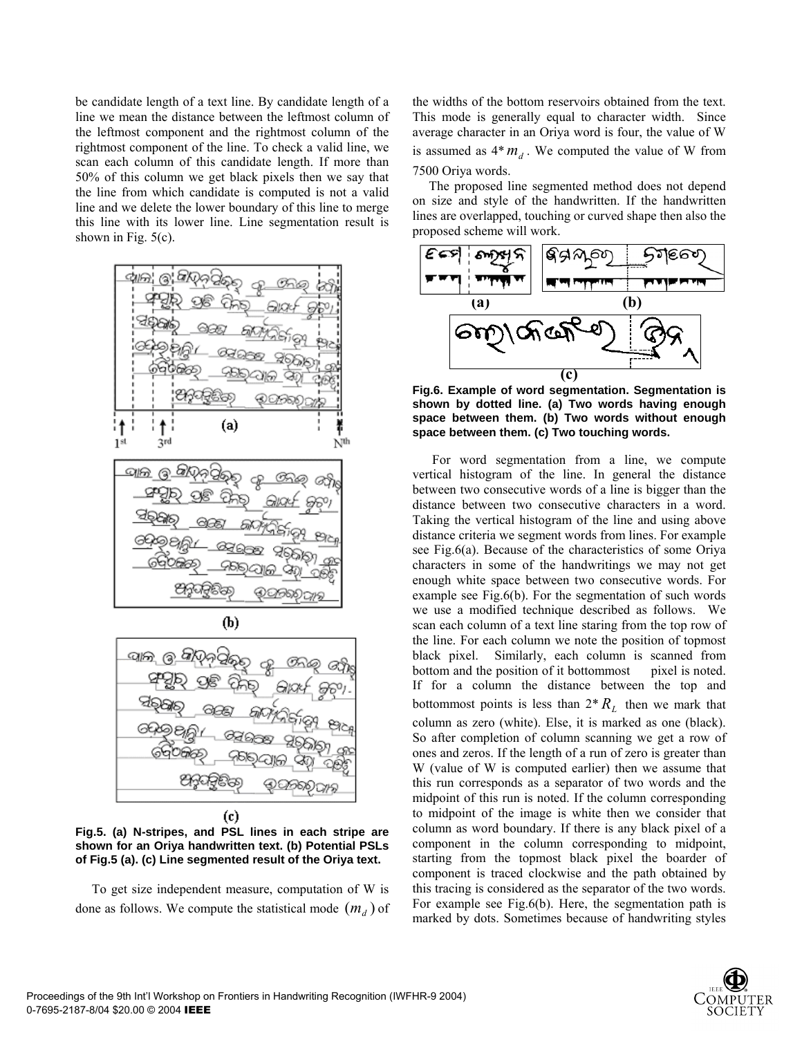be candidate length of a text line. By candidate length of a line we mean the distance between the leftmost column of the leftmost component and the rightmost column of the rightmost component of the line. To check a valid line, we scan each column of this candidate length. If more than 50% of this column we get black pixels then we say that the line from which candidate is computed is not a valid line and we delete the lower boundary of this line to merge this line with its lower line. Line segmentation result is shown in Fig. 5(c).

**Fig.5. (a) N-stripes, and PSL lines in each stripe are shown for an Oriya handwritten text. (b) Potential PSLs of Fig.5 (a). (c) Line segmented result of the Oriya text.**

To get size independent measure, computation of W is done as follows. We compute the statistical mode $(m_d)$ of the widths of the bottom reservoirs obtained from the text. This mode is generally equal to character width. Since average character in an Oriya word is four, the value of W is assumed as $4*m_d$. We computed the value of W from 7500 Oriya words.

The proposed line segmented method does not depend on size and style of the handwritten. If the handwritten lines are overlapped, touching or curved shape then also the proposed scheme will work.

**Fig.6. Example of word segmentation. Segmentation is shown by dotted line. (a) Two words having enough space between them. (b) Two words without enough space between them. (c) Two touching words.**

For word segmentation from a line, we compute vertical histogram of the line. In general the distance between two consecutive words of a line is bigger than the distance between two consecutive characters in a word. Taking the vertical histogram of the line and using above distance criteria we segment words from lines. For example see Fig.6(a). Because of the characteristics of some Oriya characters in some of the handwritings we may not get enough white space between two consecutive words. For example see Fig.6(b). For the segmentation of such words we use a modified technique described as follows. We scan each column of a text line staring from the top row of the line. For each column we note the position of topmost black pixel. Similarly, each column is scanned from bottom and the position of it bottommost pixel is noted. If for a column the distance between the top and bottommost points is less than $2*R_L$ then we mark that column as zero (white). Else, it is marked as one (black). So after completion of column scanning we get a row of ones and zeros. If the length of a run of zero is greater than W (value of W is computed earlier) then we assume that this run corresponds as a separator of two words and the midpoint of this run is noted. If the column corresponding to midpoint of the image is white then we consider that column as word boundary. If there is any black pixel of a component in the column corresponding to midpoint, starting from the topmost black pixel the boarder of component is traced clockwise and the path obtained by this tracing is considered as the separator of the two words. For example see Fig.6(b). Here, the segmentation path is marked by dots. Sometimes because of handwriting styles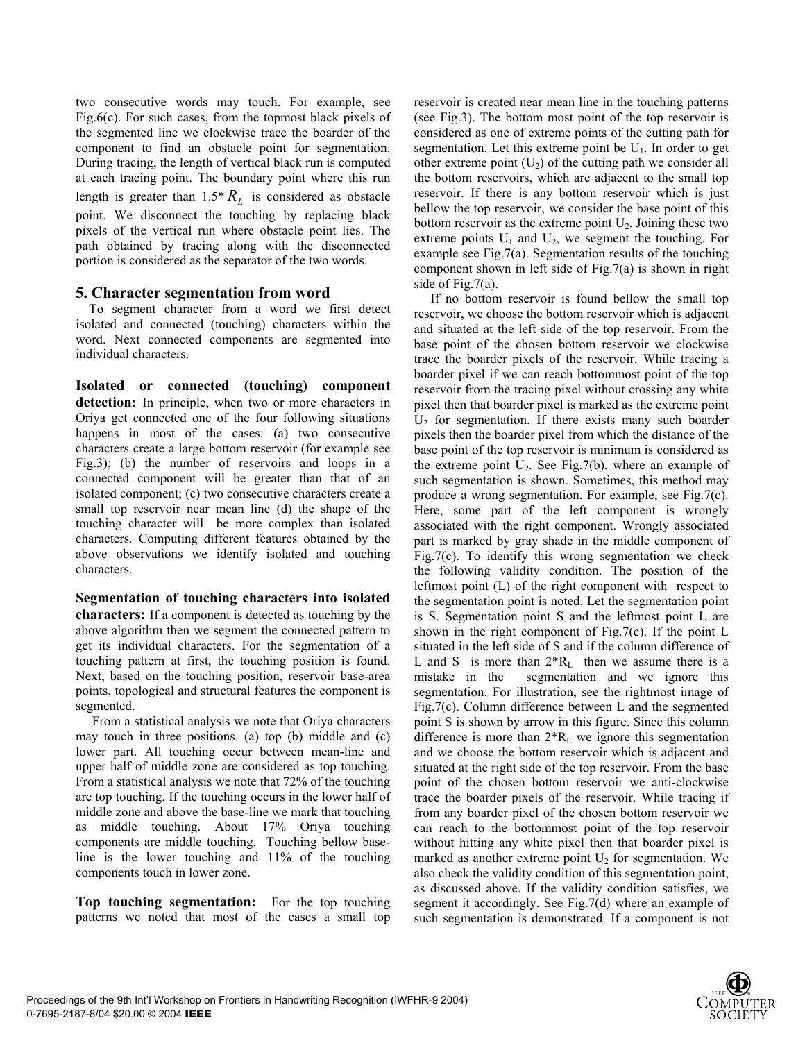two consecutive words may touch. For example, see Fig.6(c). For such cases, from the topmost black pixels of the segmented line we clockwise trace the boarder of the component to find an obstacle point for segmentation. During tracing, the length of vertical black run is computed at each tracing point. The boundary point where this run length is greater than $1.5*R_L$ is considered as obstacle point. We disconnect the touching by replacing black pixels of the vertical run where obstacle point lies. The path obtained by tracing along with the disconnected portion is considered as the separator of the two words.

## 5. Character segmentation from word

To segment character from a word we first detect isolated and connected (touching) characters within the word. Next connected components are segmented into individual characters.

**Isolated or connected (touching) component detection:** In principle, when two or more characters in Oriya get connected one of the four following situations happens in most of the cases: (a) two consecutive characters create a large bottom reservoir (for example see Fig.3); (b) the number of reservoirs and loops in a connected component will be greater than that of an isolated component; (c) two consecutive characters create a small top reservoir near mean line (d) the shape of the touching character will be more complex than isolated characters. Computing different features obtained by the above observations we identify isolated and touching characters.

**Segmentation of touching characters into isolated characters:** If a component is detected as touching by the above algorithm then we segment the connected pattern to get its individual characters. For the segmentation of a touching pattern at first, the touching position is found. Next, based on the touching position, reservoir base-area points, topological and structural features the component is segmented.

From a statistical analysis we note that Oriya characters may touch in three positions. (a) top (b) middle and (c) lower part. All touching occur between mean-line and upper half of middle zone are considered as top touching. From a statistical analysis we note that 72% of the touching are top touching. If the touching occurs in the lower half of middle zone and above the base-line we mark that touching as middle touching. About 17% Oriya touching components are middle touching. Touching bellow base-line is the lower touching and 11% of the touching components touch in lower zone.

**Top touching segmentation:** For the top touching patterns we noted that most of the cases a small top reservoir is created near mean line in the touching patterns (see Fig.3). The bottom most point of the top reservoir is considered as one of extreme points of the cutting path for segmentation. Let this extreme point be $U_1$. In order to get other extreme point ($U_2$) of the cutting path we consider all the bottom reservoirs, which are adjacent to the small top reservoir. If there is any bottom reservoir which is just bellow the top reservoir, we consider the base point of this bottom reservoir as the extreme point $U_2$. Joining these two extreme points $U_1$ and $U_2$, we segment the touching. For example see Fig.7(a). Segmentation results of the touching component shown in left side of Fig.7(a) is shown in right side of Fig.7(a).

If no bottom reservoir is found bellow the small top reservoir, we choose the bottom reservoir which is adjacent and situated at the left side of the top reservoir. From the base point of the chosen bottom reservoir we clockwise trace the boarder pixels of the reservoir. While tracing a boarder pixel if we can reach bottommost point of the top reservoir from the tracing pixel without crossing any white pixel then that boarder pixel is marked as the extreme point $U_2$ for segmentation. If there exists many such boarder pixels then the boarder pixel from which the distance of the base point of the top reservoir is minimum is considered as the extreme point $U_2$. See Fig.7(b), where an example of such segmentation is shown. Sometimes, this method may produce a wrong segmentation. For example, see Fig.7(c). Here, some part of the left component is wrongly associated with the right component. Wrongly associated part is marked by gray shade in the middle component of Fig.7(c). To identify this wrong segmentation we check the following validity condition. The position of the leftmost point (L) of the right component with respect to the segmentation point is noted. Let the segmentation point is S. Segmentation point S and the leftmost point L are shown in the right component of Fig.7(c). If the point L situated in the left side of S and if the column difference of L and S is more than $2*R_L$ then we assume there is a mistake in the segmentation and we ignore this segmentation. For illustration, see the rightmost image of Fig.7(c). Column difference between L and the segmented point S is shown by arrow in this figure. Since this column difference is more than $2*R_L$ we ignore this segmentation and we choose the bottom reservoir which is adjacent and situated at the right side of the top reservoir. From the base point of the chosen bottom reservoir we anti-clockwise trace the boarder pixels of the reservoir. While tracing if from any boarder pixel of the chosen bottom reservoir we can reach to the bottommost point of the top reservoir without hitting any white pixel then that boarder pixel is marked as another extreme point $U_2$ for segmentation. We also check the validity condition of this segmentation point, as discussed above. If the validity condition satisfies, we segment it accordingly. See Fig.7(d) where an example of such segmentation is demonstrated. If a component is not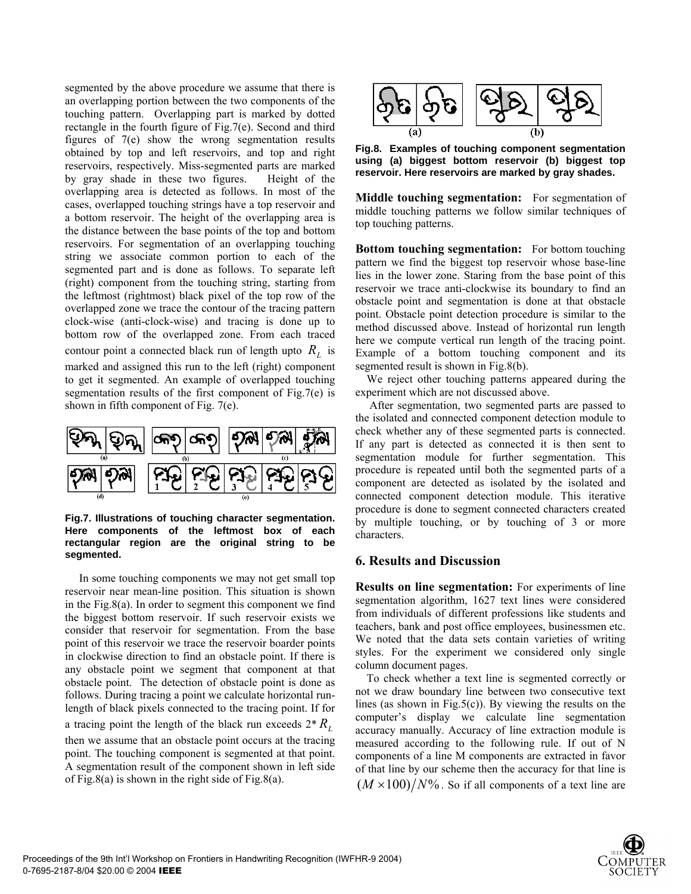segmented by the above procedure we assume that there is an overlapping portion between the two components of the touching pattern. Overlapping part is marked by dotted rectangle in the fourth figure of Fig.7(e). Second and third figures of 7(e) show the wrong segmentation results obtained by top and left reservoirs, and top and right reservoirs, respectively. Miss-segmented parts are marked by gray shade in these two figures. Height of the overlapping area is detected as follows. In most of the cases, overlapped touching strings have a top reservoir and a bottom reservoir. The height of the overlapping area is the distance between the base points of the top and bottom reservoirs. For segmentation of an overlapping touching string we associate common portion to each of the segmented part and is done as follows. To separate left (right) component from the touching string, starting from the leftmost (rightmost) black pixel of the top row of the overlapped zone we trace the contour of the tracing pattern clock-wise (anti-clock-wise) and tracing is done up to bottom row of the overlapped zone. From each traced contour point a connected black run of length upto $R_L$ is marked and assigned this run to the left (right) component to get it segmented. An example of overlapped touching segmentation results of the first component of Fig.7(e) is shown in fifth component of Fig. 7(e).

**Fig.7. Illustrations of touching character segmentation. Here components of the leftmost box of each rectangular region are the original string to be segmented.**

In some touching components we may not get small top reservoir near mean-line position. This situation is shown in the Fig.8(a). In order to segment this component we find the biggest bottom reservoir. If such reservoir exists we consider that reservoir for segmentation. From the base point of this reservoir we trace the reservoir boarder points in clockwise direction to find an obstacle point. If there is any obstacle point we segment that component at that obstacle point. The detection of obstacle point is done as follows. During tracing a point we calculate horizontal run-length of black pixels connected to the tracing point. If for a tracing point the length of the black run exceeds $2*R_L$ then we assume that an obstacle point occurs at the tracing point. The touching component is segmented at that point. A segmentation result of the component shown in left side of Fig.8(a) is shown in the right side of Fig.8(a).

**Fig.8. Examples of touching component segmentation using (a) biggest bottom reservoir (b) biggest top reservoir. Here reservoirs are marked by gray shades.**

**Middle touching segmentation:** For segmentation of middle touching patterns we follow similar techniques of top touching patterns.

**Bottom touching segmentation:** For bottom touching pattern we find the biggest top reservoir whose base-line lies in the lower zone. Staring from the base point of this reservoir we trace anti-clockwise its boundary to find an obstacle point and segmentation is done at that obstacle point. Obstacle point detection procedure is similar to the method discussed above. Instead of horizontal run length here we compute vertical run length of the tracing point. Example of a bottom touching component and its segmented result is shown in Fig.8(b).

We reject other touching patterns appeared during the experiment which are not discussed above.

After segmentation, two segmented parts are passed to the isolated and connected component detection module to check whether any of these segmented parts is connected. If any part is detected as connected it is then sent to segmentation module for further segmentation. This procedure is repeated until both the segmented parts of a component are detected as isolated by the isolated and connected component detection module. This iterative procedure is done to segment connected characters created by multiple touching, or by touching of 3 or more characters.

## 6. Results and Discussion

**Results on line segmentation:** For experiments of line segmentation algorithm, 1627 text lines were considered from individuals of different professions like students and teachers, bank and post office employees, businessmen etc. We noted that the data sets contain varieties of writing styles. For the experiment we considered only single column document pages.

To check whether a text line is segmented correctly or not we draw boundary line between two consecutive text lines (as shown in Fig.5(c)). By viewing the results on the computer's display we calculate line segmentation accuracy manually. Accuracy of line extraction module is measured according to the following rule. If out of N components of a line M components are extracted in favor of that line by our scheme then the accuracy for that line is $(M \times 100)/N\%$. So if all components of a text line are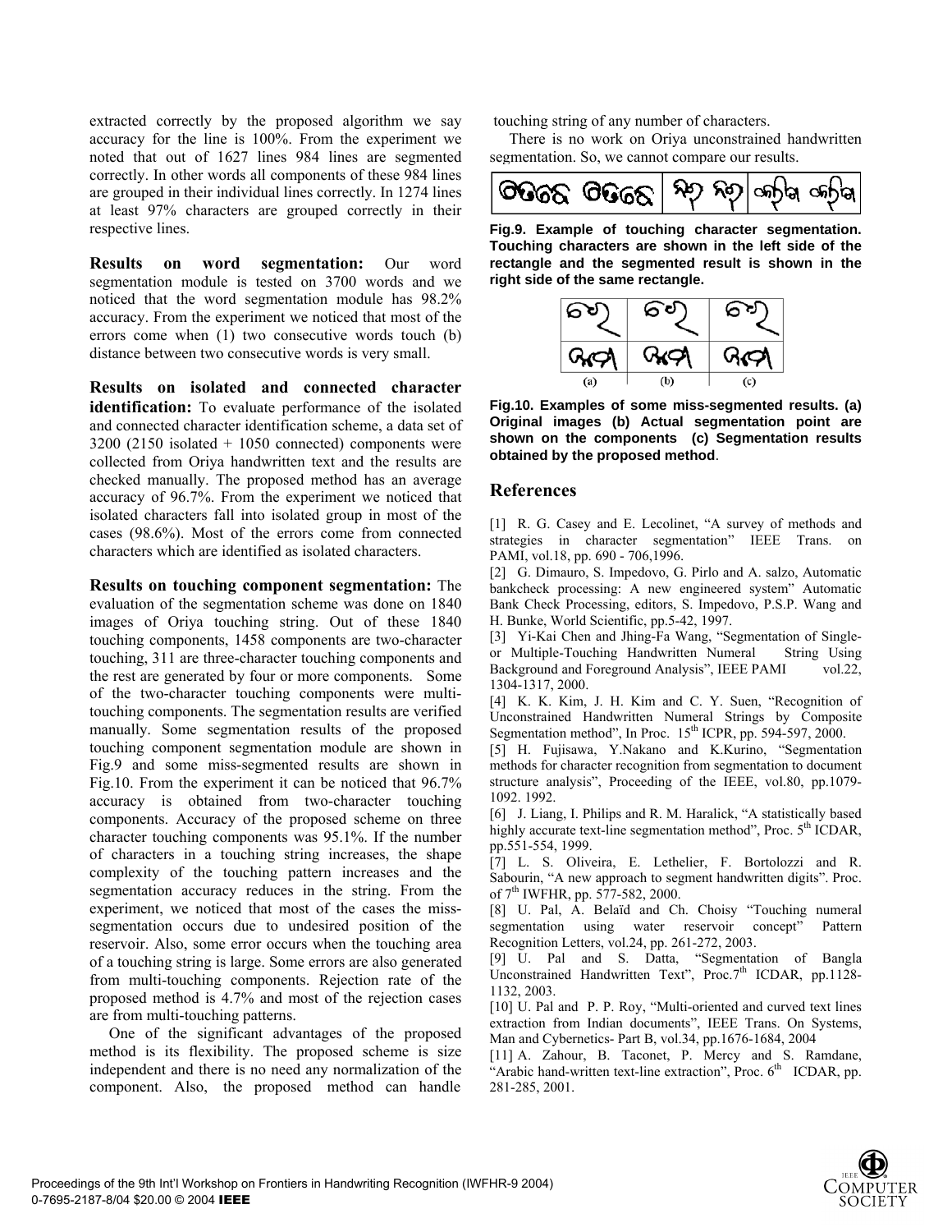extracted correctly by the proposed algorithm we say accuracy for the line is 100%. From the experiment we noted that out of 1627 lines 984 lines are segmented correctly. In other words all components of these 984 lines are grouped in their individual lines correctly. In 1274 lines at least 97% characters are grouped correctly in their respective lines.

**Results on word segmentation:** Our word segmentation module is tested on 3700 words and we noticed that the word segmentation module has 98.2% accuracy. From the experiment we noticed that most of the errors come when (1) two consecutive words touch (b) distance between two consecutive words is very small.

**Results on isolated and connected character identification:** To evaluate performance of the isolated and connected character identification scheme, a data set of 3200 (2150 isolated + 1050 connected) components were collected from Oriya handwritten text and the results are checked manually. The proposed method has an average accuracy of 96.7%. From the experiment we noticed that isolated characters fall into isolated group in most of the cases (98.6%). Most of the errors come from connected characters which are identified as isolated characters.

**Results on touching component segmentation:** The evaluation of the segmentation scheme was done on 1840 images of Oriya touching string. Out of these 1840 touching components, 1458 components are two-character touching, 311 are three-character touching components and the rest are generated by four or more components. Some of the two-character touching components were multi-touching components. The segmentation results are verified manually. Some segmentation results of the proposed touching component segmentation module are shown in Fig.9 and some miss-segmented results are shown in Fig.10. From the experiment it can be noticed that 96.7% accuracy is obtained from two-character touching components. Accuracy of the proposed scheme on three character touching components was 95.1%. If the number of characters in a touching string increases, the shape complexity of the touching pattern increases and the segmentation accuracy reduces in the string. From the experiment, we noticed that most of the cases the miss-segmentation occurs due to undesired position of the reservoir. Also, some error occurs when the touching area of a touching string is large. Some errors are also generated from multi-touching components. Rejection rate of the proposed method is 4.7% and most of the rejection cases are from multi-touching patterns.

One of the significant advantages of the proposed method is its flexibility. The proposed scheme is size independent and there is no need any normalization of the component. Also, the proposed method can handle touching string of any number of characters.

There is no work on Oriya unconstrained handwritten segmentation. So, we cannot compare our results.

**Fig.9. Example of touching character segmentation. Touching characters are shown in the left side of the rectangle and the segmented result is shown in the right side of the same rectangle.**

(a) (b) (c)

**Fig.10. Examples of some miss-segmented results. (a) Original images (b) Actual segmentation point are shown on the components (c) Segmentation results obtained by the proposed method**.

## References

[1] R. G. Casey and E. Lecolinet, "A survey of methods and strategies in character segmentation" IEEE Trans. on PAMI, vol.18, pp. 690 - 706,1996.

[2] G. Dimauro, S. Impedovo, G. Pirlo and A. salzo, Automatic bankcheck processing: A new engineered system" Automatic Bank Check Processing, editors, S. Impedovo, P.S.P. Wang and H. Bunke, World Scientific, pp.5-42, 1997.

[3] Yi-Kai Chen and Jhing-Fa Wang, "Segmentation of Single- or Multiple-Touching Handwritten Numeral String Using Background and Foreground Analysis", IEEE PAMI vol.22, 1304-1317, 2000.

[4] K. K. Kim, J. H. Kim and C. Y. Suen, "Recognition of Unconstrained Handwritten Numeral Strings by Composite Segmentation method", In Proc. 15th ICPR, pp. 594-597, 2000.

[5] H. Fujisawa, Y.Nakano and K.Kurino, "Segmentation methods for character recognition from segmentation to document structure analysis", Proceeding of the IEEE, vol.80, pp.1079-1092. 1992.

[6] J. Liang, I. Philips and R. M. Haralick, "A statistically based highly accurate text-line segmentation method", Proc. 5th ICDAR, pp.551-554, 1999.

[7] L. S. Oliveira, E. Lethelier, F. Bortolozzi and R. Sabourin, "A new approach to segment handwritten digits". Proc. of 7th IWFHR, pp. 577-582, 2000.

[8] U. Pal, A. Belaïd and Ch. Choisy "Touching numeral segmentation using water reservoir concept" Pattern Recognition Letters, vol.24, pp. 261-272, 2003.

[9] U. Pal and S. Datta, "Segmentation of Bangla Unconstrained Handwritten Text", Proc.7th ICDAR, pp.1128-1132, 2003.

[10] U. Pal and P. P. Roy, "Multi-oriented and curved text lines extraction from Indian documents", IEEE Trans. On Systems, Man and Cybernetics- Part B, vol.34, pp.1676-1684, 2004

[11] A. Zahour, B. Taconet, P. Mercy and S. Ramdane, "Arabic hand-written text-line extraction", Proc. 6th ICDAR, pp. 281-285, 2001.